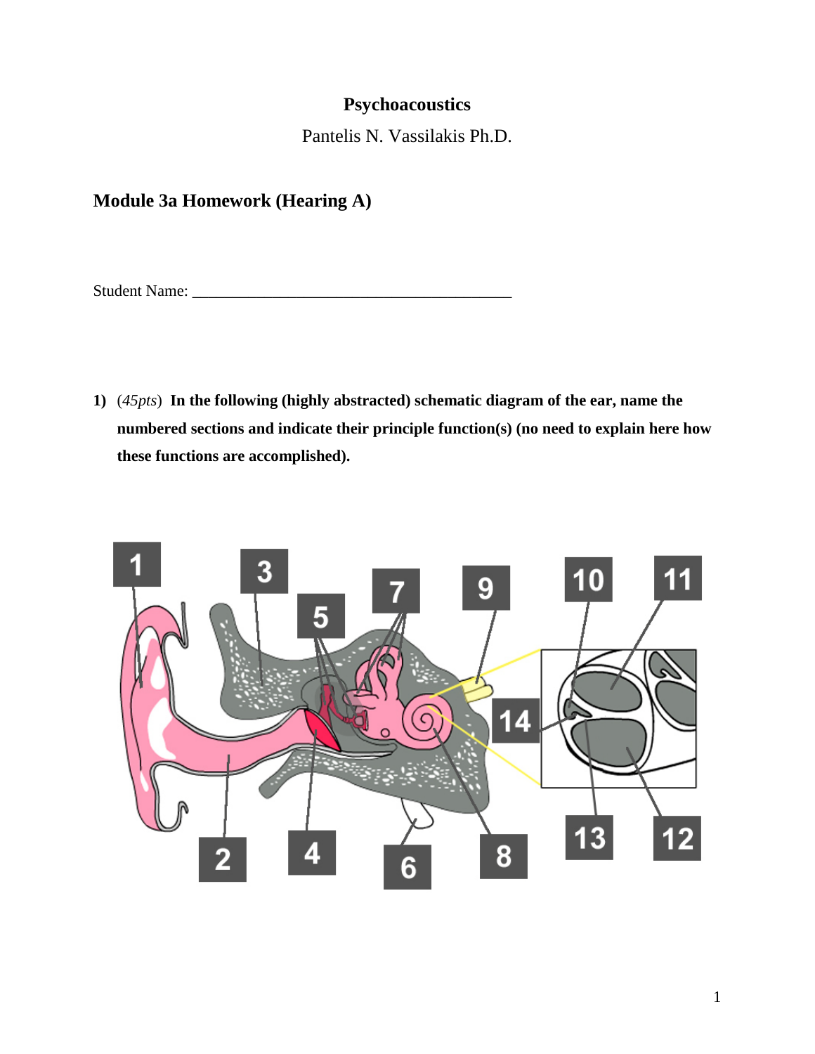# Psychoacoustics

Pantelis N. Vassilakis Ph.D.

## Module 3a Homework (Hearing A)

Student Name: ___________________________________________

**1)** (*45pts*) **In the following (highly abstracted) schematic diagram of the ear, name the numbered sections and indicate their principle function(s) (no need to explain here how these functions are accomplished).**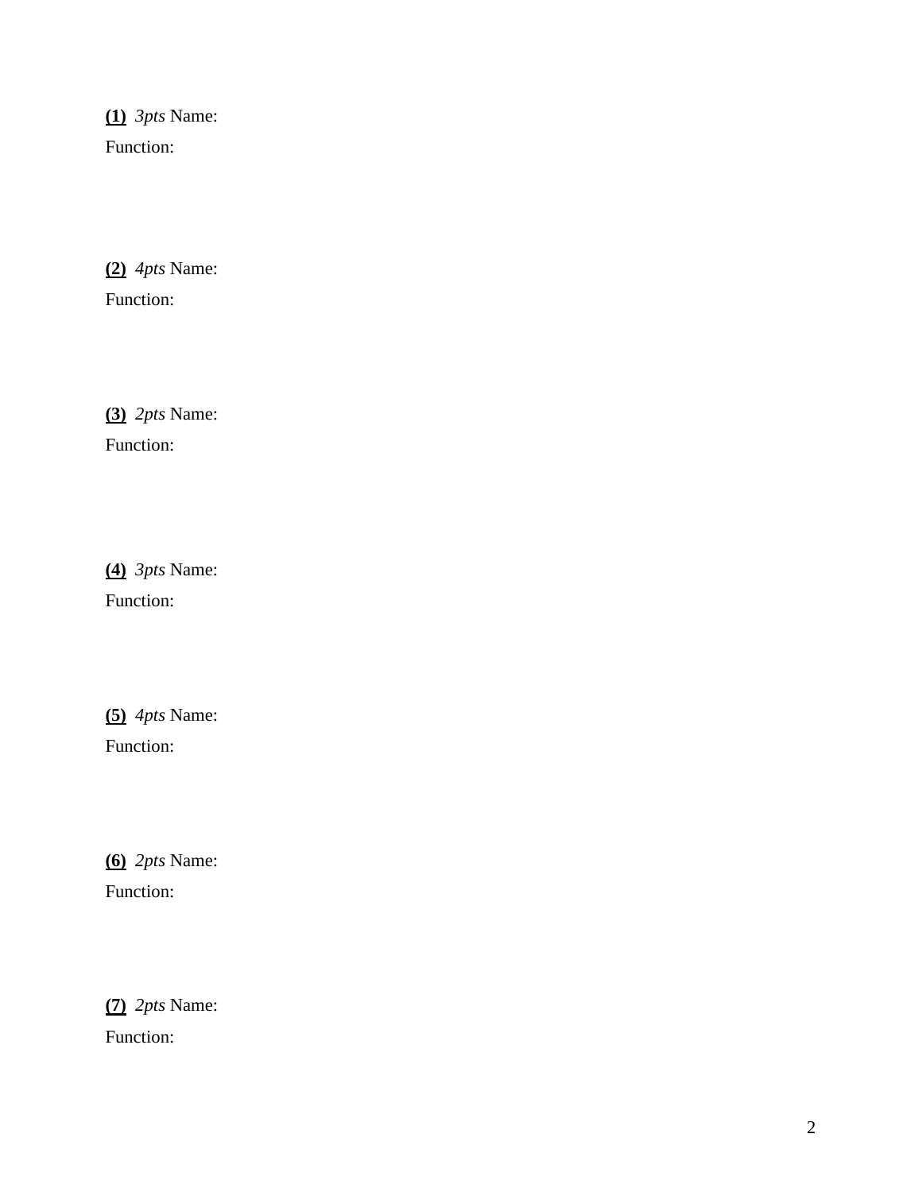**(1)** *3pts* Name:

Function:

**(2)** *4pts* Name:

Function:

**(3)** *2pts* Name:

Function:

**(4)** *3pts* Name:

Function:

**(5)** *4pts* Name:

Function:

**(6)** *2pts* Name:

Function:

**(7)** *2pts* Name:

Function: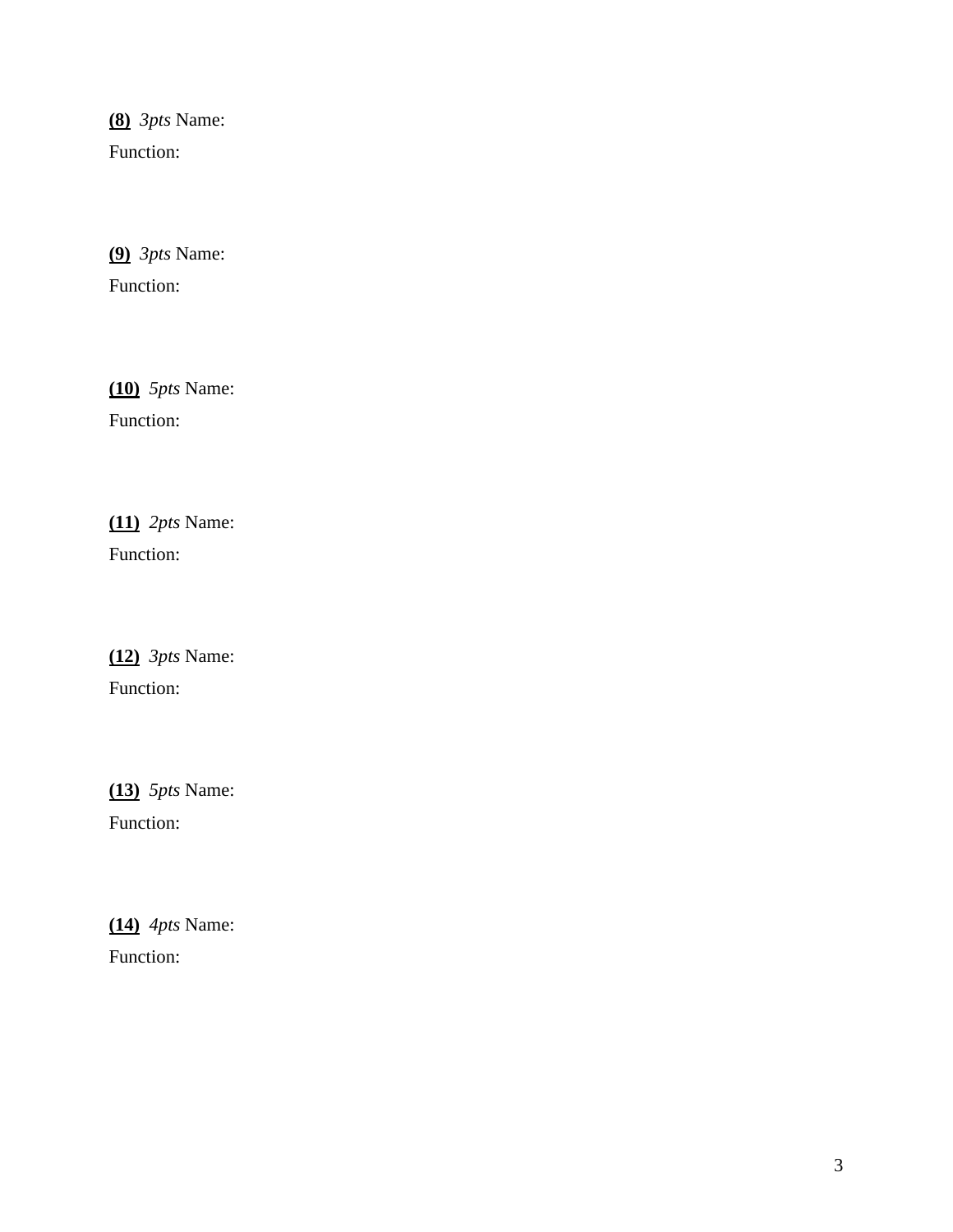**(8)** *3pts* Name:

Function:

**(9)** *3pts* Name:

Function:

**(10)** *5pts* Name:

Function:

**(11)** *2pts* Name:

Function:

**(12)** *3pts* Name:

Function:

**(13)** *5pts* Name:

Function:

**(14)** *4pts* Name:

Function: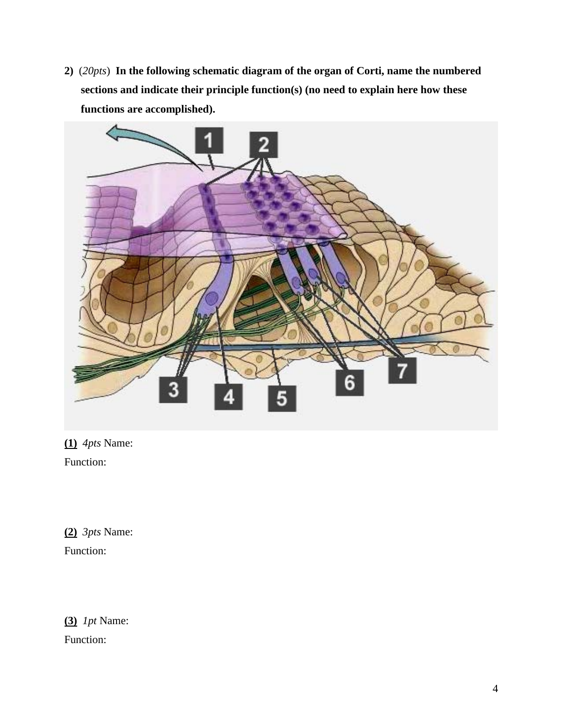**2)** (*20pts*) **In the following schematic diagram of the organ of Corti, name the numbered sections and indicate their principle function(s) (no need to explain here how these functions are accomplished).**

**(1)** *4pts* Name:

Function:

**(2)** *3pts* Name:

Function:

**(3)** *1pt* Name:

Function: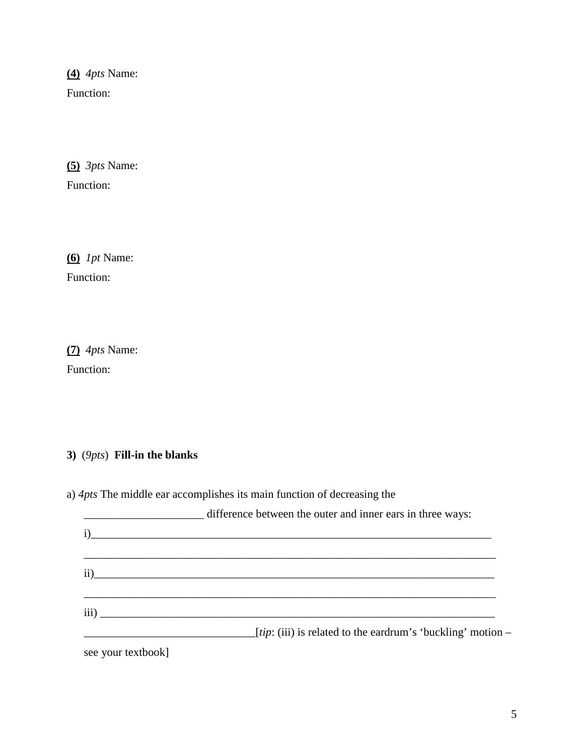**(4)** *4pts* Name:

Function:

**(5)** *3pts* Name:

Function:

**(6)** *1pt* Name:

Function:

**(7)** *4pts* Name:

Function:

**3)** (*9pts*) **Fill-in the blanks**

a) *4pts* The middle ear accomplishes its main function of decreasing the _____________________ difference between the outer and inner ears in three ways:

i)___________________________________________________________________________

_____________________________________________________________________________

ii)__________________________________________________________________________

_____________________________________________________________________________

iii) _________________________________________________________________________

______________________________[*tip*: (iii) is related to the eardrum's 'buckling' motion – see your textbook]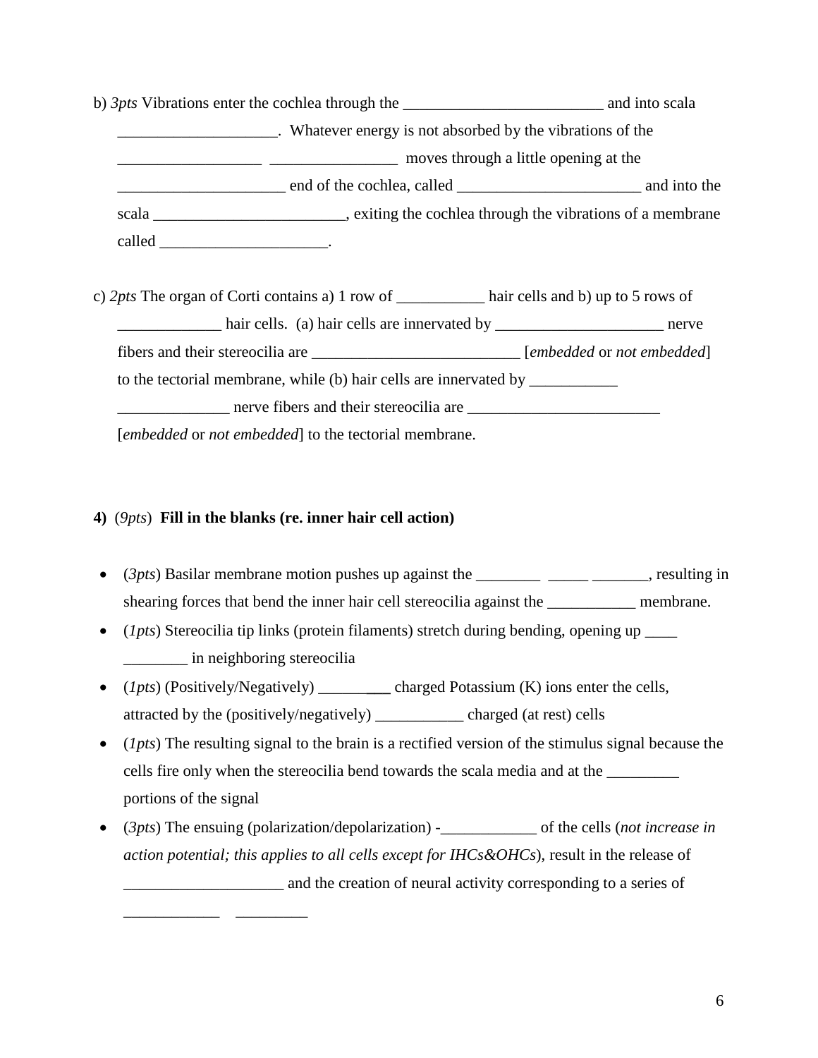b) *3pts* Vibrations enter the cochlea through the _________________________ and into scala ____________________. Whatever energy is not absorbed by the vibrations of the __________________ ________________ moves through a little opening at the _____________________ end of the cochlea, called _______________________ and into the scala ________________________, exiting the cochlea through the vibrations of a membrane called _____________________.

c) *2pts* The organ of Corti contains a) 1 row of ___________ hair cells and b) up to 5 rows of _____________ hair cells. (a) hair cells are innervated by _____________________ nerve fibers and their stereocilia are __________________________ [*embedded* or *not embedded*] to the tectorial membrane, while (b) hair cells are innervated by ___________ ______________ nerve fibers and their stereocilia are ________________________ [*embedded* or *not embedded*] to the tectorial membrane.

**4)** (*9pts*) **Fill in the blanks (re. inner hair cell action)**

- (*3pts*) Basilar membrane motion pushes up against the ________ _____ _______, resulting in shearing forces that bend the inner hair cell stereocilia against the ___________ membrane.
- (*1pts*) Stereocilia tip links (protein filaments) stretch during bending, opening up ____ ________ in neighboring stereocilia
- (*1pts*) (Positively/Negatively) _________ charged Potassium (K) ions enter the cells, attracted by the (positively/negatively) ___________ charged (at rest) cells
- (*1pts*) The resulting signal to the brain is a rectified version of the stimulus signal because the cells fire only when the stereocilia bend towards the scala media and at the _________ portions of the signal
- (*3pts*) The ensuing (polarization/depolarization) -____________ of the cells (*not increase in action potential; this applies to all cells except for IHCs&OHCs*), result in the release of ____________________ and the creation of neural activity corresponding to a series of ____________ _________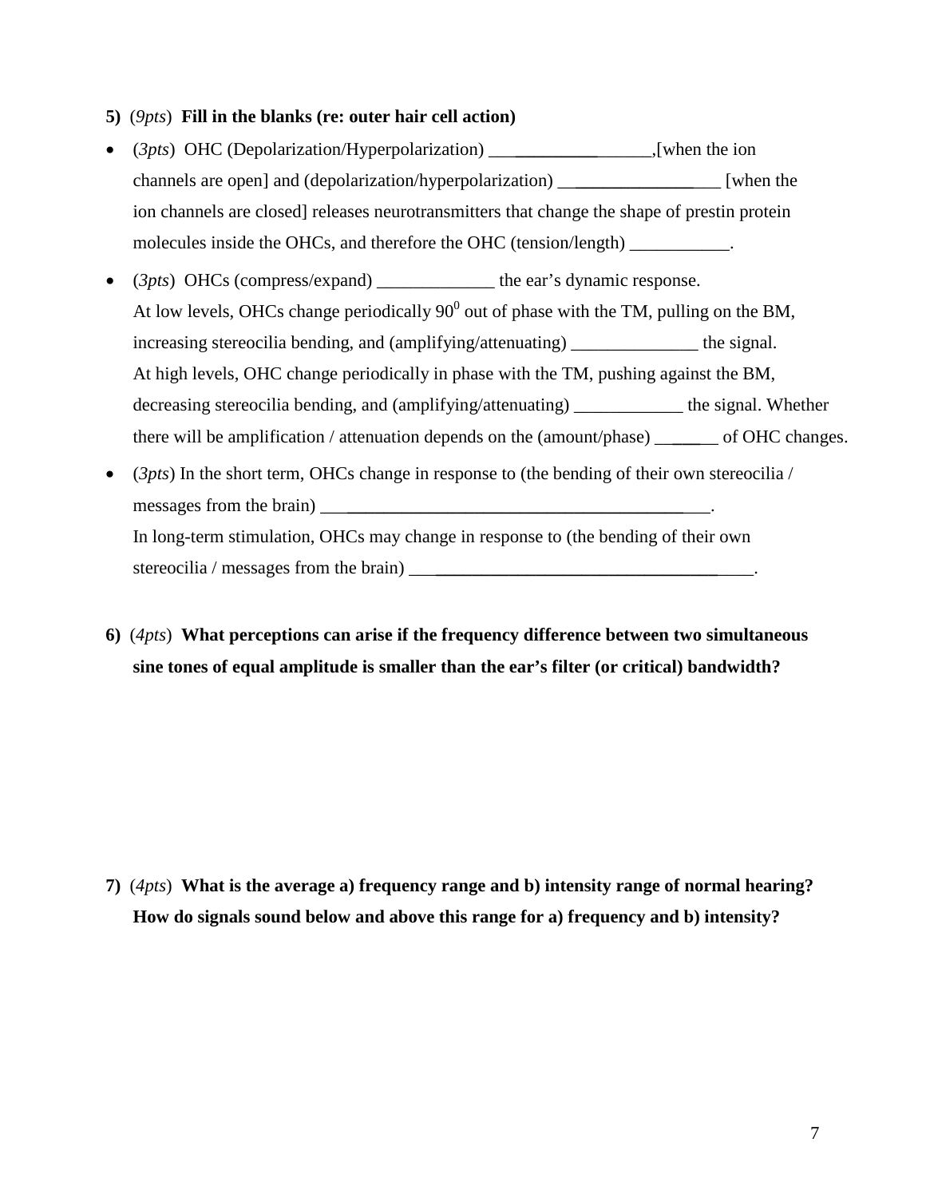**5)** (*9pts*) **Fill in the blanks (re: outer hair cell action)**

- (*3pts*) OHC (Depolarization/Hyperpolarization) ________________,[when the ion channels are open] and (depolarization/hyperpolarization) ________________ [when the ion channels are closed] releases neurotransmitters that change the shape of prestin protein molecules inside the OHCs, and therefore the OHC (tension/length) ___________.
- (*3pts*) OHCs (compress/expand) _____________ the ear's dynamic response.
  At low levels, OHCs change periodically $90^0$ out of phase with the TM, pulling on the BM, increasing stereocilia bending, and (amplifying/attenuating) ______________ the signal.
  At high levels, OHC change periodically in phase with the TM, pushing against the BM, decreasing stereocilia bending, and (amplifying/attenuating) ____________ the signal. Whether there will be amplification / attenuation depends on the (amount/phase) _______ of OHC changes.
- (*3pts*) In the short term, OHCs change in response to (the bending of their own stereocilia / messages from the brain) ________________________________________.
  In long-term stimulation, OHCs may change in response to (the bending of their own stereocilia / messages from the brain) ____________________________________.

**6)** (*4pts*) **What perceptions can arise if the frequency difference between two simultaneous sine tones of equal amplitude is smaller than the ear's filter (or critical) bandwidth?**

**7)** (*4pts*) **What is the average a) frequency range and b) intensity range of normal hearing? How do signals sound below and above this range for a) frequency and b) intensity?**